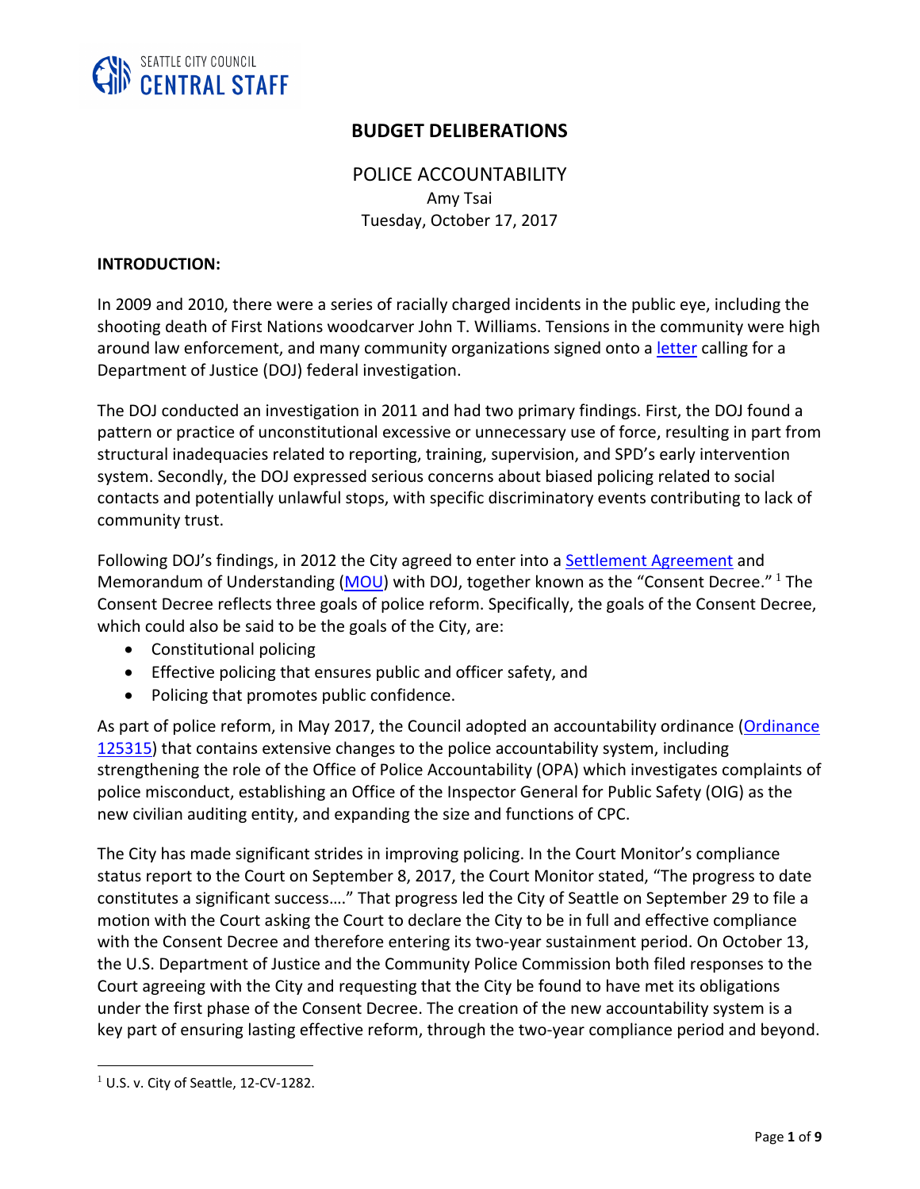# BUDGET DELIBERATIONS

## POLICE ACCOUNTABILITY

Amy Tsai
Tuesday, October 17, 2017

**INTRODUCTION:**

In 2009 and 2010, there were a series of racially charged incidents in the public eye, including the shooting death of First Nations woodcarver John T. Williams. Tensions in the community were high around law enforcement, and many community organizations signed onto a letter calling for a Department of Justice (DOJ) federal investigation.

The DOJ conducted an investigation in 2011 and had two primary findings. First, the DOJ found a pattern or practice of unconstitutional excessive or unnecessary use of force, resulting in part from structural inadequacies related to reporting, training, supervision, and SPD's early intervention system. Secondly, the DOJ expressed serious concerns about biased policing related to social contacts and potentially unlawful stops, with specific discriminatory events contributing to lack of community trust.

Following DOJ's findings, in 2012 the City agreed to enter into a Settlement Agreement and Memorandum of Understanding (MOU) with DOJ, together known as the "Consent Decree." [1] The Consent Decree reflects three goals of police reform. Specifically, the goals of the Consent Decree, which could also be said to be the goals of the City, are:

- Constitutional policing
- Effective policing that ensures public and officer safety, and
- Policing that promotes public confidence.

As part of police reform, in May 2017, the Council adopted an accountability ordinance (Ordinance 125315) that contains extensive changes to the police accountability system, including strengthening the role of the Office of Police Accountability (OPA) which investigates complaints of police misconduct, establishing an Office of the Inspector General for Public Safety (OIG) as the new civilian auditing entity, and expanding the size and functions of CPC.

The City has made significant strides in improving policing. In the Court Monitor's compliance status report to the Court on September 8, 2017, the Court Monitor stated, "The progress to date constitutes a significant success…." That progress led the City of Seattle on September 29 to file a motion with the Court asking the Court to declare the City to be in full and effective compliance with the Consent Decree and therefore entering its two-year sustainment period. On October 13, the U.S. Department of Justice and the Community Police Commission both filed responses to the Court agreeing with the City and requesting that the City be found to have met its obligations under the first phase of the Consent Decree. The creation of the new accountability system is a key part of ensuring lasting effective reform, through the two-year compliance period and beyond.

[1] U.S. v. City of Seattle, 12-CV-1282.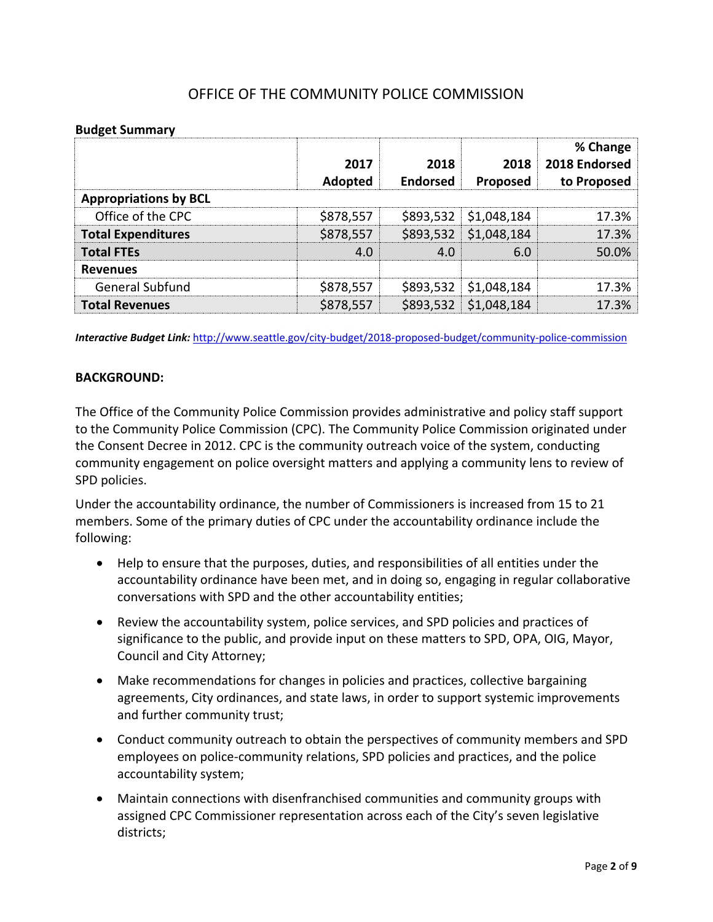# OFFICE OF THE COMMUNITY POLICE COMMISSION

**Budget Summary**

| | 2017 Adopted | 2018 Endorsed | 2018 Proposed | % Change 2018 Endorsed to Proposed |
|---|---|---|---|---|
| **Appropriations by BCL** | | | | |
| Office of the CPC | $878,557 | $893,532 | $1,048,184 | 17.3% |
| **Total Expenditures** | $878,557 | $893,532 | $1,048,184 | 17.3% |
| **Total FTEs** | 4.0 | 4.0 | 6.0 | 50.0% |
| **Revenues** | | | | |
| General Subfund | $878,557 | $893,532 | $1,048,184 | 17.3% |
| **Total Revenues** | $878,557 | $893,532 | $1,048,184 | 17.3% |

***Interactive Budget Link:*** http://www.seattle.gov/city-budget/2018-proposed-budget/community-police-commission

**BACKGROUND:**

The Office of the Community Police Commission provides administrative and policy staff support to the Community Police Commission (CPC). The Community Police Commission originated under the Consent Decree in 2012. CPC is the community outreach voice of the system, conducting community engagement on police oversight matters and applying a community lens to review of SPD policies.

Under the accountability ordinance, the number of Commissioners is increased from 15 to 21 members. Some of the primary duties of CPC under the accountability ordinance include the following:

- Help to ensure that the purposes, duties, and responsibilities of all entities under the accountability ordinance have been met, and in doing so, engaging in regular collaborative conversations with SPD and the other accountability entities;
- Review the accountability system, police services, and SPD policies and practices of significance to the public, and provide input on these matters to SPD, OPA, OIG, Mayor, Council and City Attorney;
- Make recommendations for changes in policies and practices, collective bargaining agreements, City ordinances, and state laws, in order to support systemic improvements and further community trust;
- Conduct community outreach to obtain the perspectives of community members and SPD employees on police-community relations, SPD policies and practices, and the police accountability system;
- Maintain connections with disenfranchised communities and community groups with assigned CPC Commissioner representation across each of the City's seven legislative districts;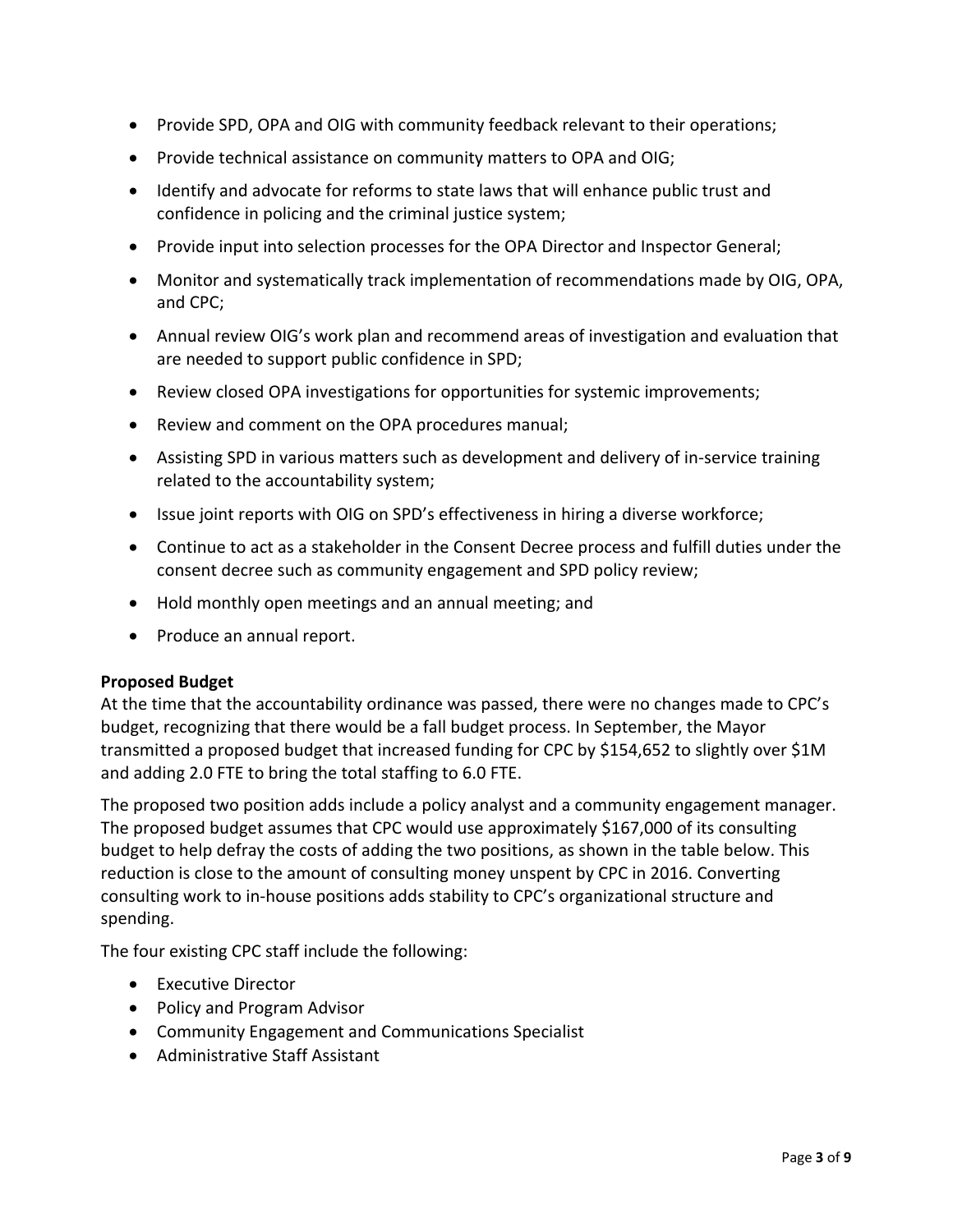- Provide SPD, OPA and OIG with community feedback relevant to their operations;
- Provide technical assistance on community matters to OPA and OIG;
- Identify and advocate for reforms to state laws that will enhance public trust and confidence in policing and the criminal justice system;
- Provide input into selection processes for the OPA Director and Inspector General;
- Monitor and systematically track implementation of recommendations made by OIG, OPA, and CPC;
- Annual review OIG's work plan and recommend areas of investigation and evaluation that are needed to support public confidence in SPD;
- Review closed OPA investigations for opportunities for systemic improvements;
- Review and comment on the OPA procedures manual;
- Assisting SPD in various matters such as development and delivery of in-service training related to the accountability system;
- Issue joint reports with OIG on SPD's effectiveness in hiring a diverse workforce;
- Continue to act as a stakeholder in the Consent Decree process and fulfill duties under the consent decree such as community engagement and SPD policy review;
- Hold monthly open meetings and an annual meeting; and
- Produce an annual report.

**Proposed Budget**

At the time that the accountability ordinance was passed, there were no changes made to CPC's budget, recognizing that there would be a fall budget process. In September, the Mayor transmitted a proposed budget that increased funding for CPC by $154,652 to slightly over $1M and adding 2.0 FTE to bring the total staffing to 6.0 FTE.

The proposed two position adds include a policy analyst and a community engagement manager. The proposed budget assumes that CPC would use approximately $167,000 of its consulting budget to help defray the costs of adding the two positions, as shown in the table below. This reduction is close to the amount of consulting money unspent by CPC in 2016. Converting consulting work to in-house positions adds stability to CPC's organizational structure and spending.

The four existing CPC staff include the following:

- Executive Director
- Policy and Program Advisor
- Community Engagement and Communications Specialist
- Administrative Staff Assistant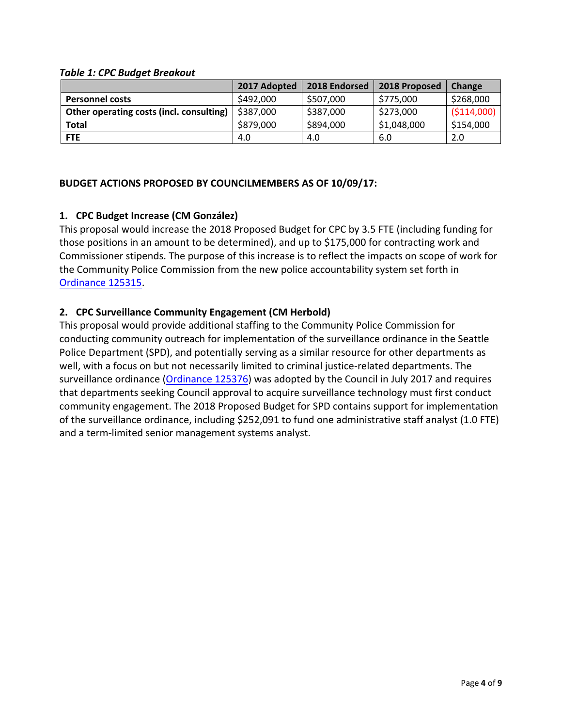*Table 1: CPC Budget Breakout*

| | 2017 Adopted | 2018 Endorsed | 2018 Proposed | Change |
|---|---|---|---|---|
| **Personnel costs** | $492,000 | $507,000 | $775,000 | $268,000 |
| **Other operating costs (incl. consulting)** | $387,000 | $387,000 | $273,000 | ($114,000) |
| **Total** | $879,000 | $894,000 | $1,048,000 | $154,000 |
| **FTE** | 4.0 | 4.0 | 6.0 | 2.0 |

**BUDGET ACTIONS PROPOSED BY COUNCILMEMBERS AS OF 10/09/17:**

**1. CPC Budget Increase (CM González)**

This proposal would increase the 2018 Proposed Budget for CPC by 3.5 FTE (including funding for those positions in an amount to be determined), and up to $175,000 for contracting work and Commissioner stipends. The purpose of this increase is to reflect the impacts on scope of work for the Community Police Commission from the new police accountability system set forth in Ordinance 125315.

**2. CPC Surveillance Community Engagement (CM Herbold)**

This proposal would provide additional staffing to the Community Police Commission for conducting community outreach for implementation of the surveillance ordinance in the Seattle Police Department (SPD), and potentially serving as a similar resource for other departments as well, with a focus on but not necessarily limited to criminal justice-related departments. The surveillance ordinance (Ordinance 125376) was adopted by the Council in July 2017 and requires that departments seeking Council approval to acquire surveillance technology must first conduct community engagement. The 2018 Proposed Budget for SPD contains support for implementation of the surveillance ordinance, including $252,091 to fund one administrative staff analyst (1.0 FTE) and a term-limited senior management systems analyst.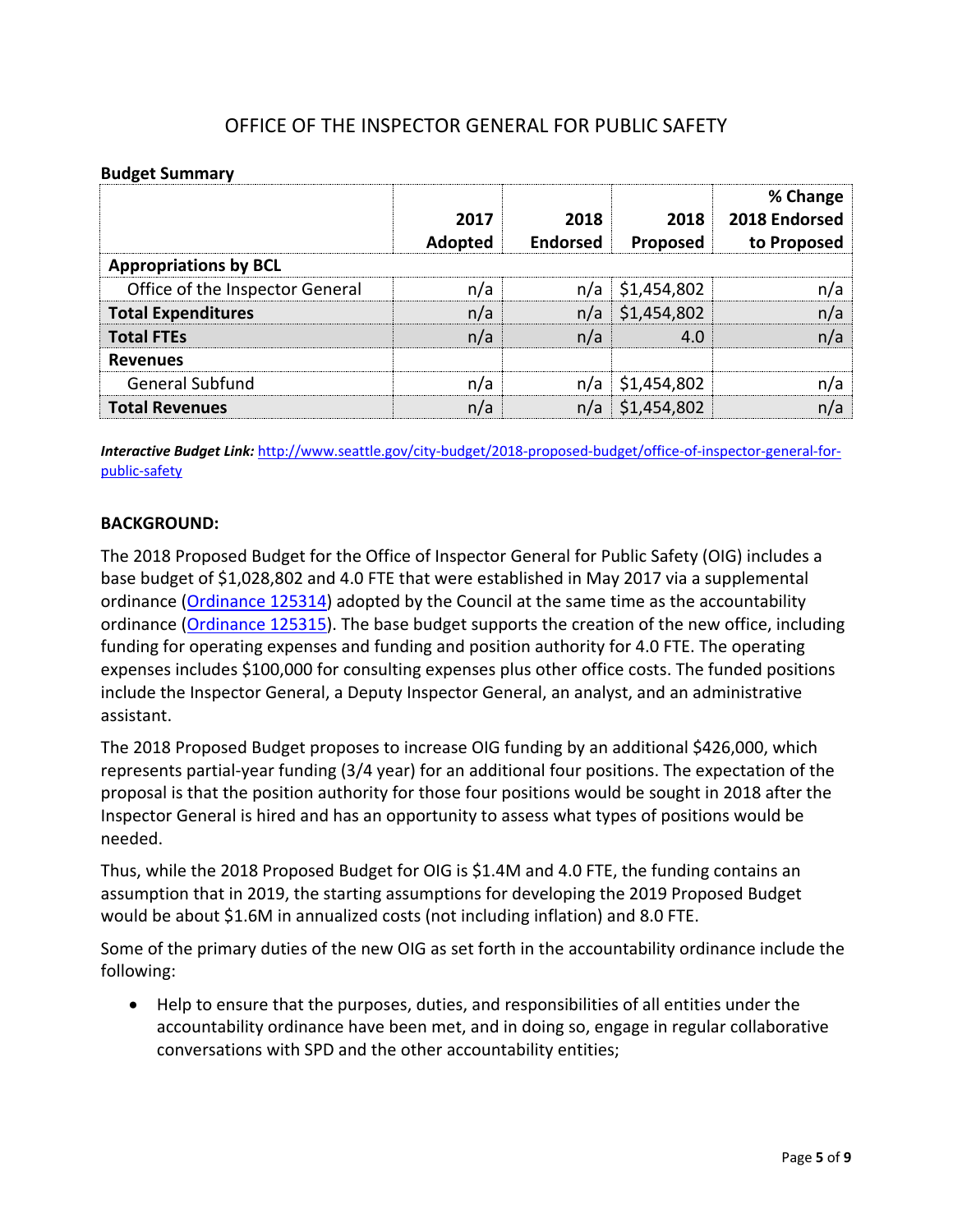# OFFICE OF THE INSPECTOR GENERAL FOR PUBLIC SAFETY

**Budget Summary**

| | 2017 Adopted | 2018 Endorsed | 2018 Proposed | % Change 2018 Endorsed to Proposed |
|---|---|---|---|---|
| **Appropriations by BCL** | | | | |
| Office of the Inspector General | n/a | n/a | $1,454,802 | n/a |
| **Total Expenditures** | n/a | n/a | $1,454,802 | n/a |
| **Total FTEs** | n/a | n/a | 4.0 | n/a |
| **Revenues** | | | | |
| General Subfund | n/a | n/a | $1,454,802 | n/a |
| **Total Revenues** | n/a | n/a | $1,454,802 | n/a |

***Interactive Budget Link:*** [http://www.seattle.gov/city-budget/2018-proposed-budget/office-of-inspector-general-for-public-safety](http://www.seattle.gov/city-budget/2018-proposed-budget/office-of-inspector-general-for-public-safety)

**BACKGROUND:**

The 2018 Proposed Budget for the Office of Inspector General for Public Safety (OIG) includes a base budget of $1,028,802 and 4.0 FTE that were established in May 2017 via a supplemental ordinance (Ordinance 125314) adopted by the Council at the same time as the accountability ordinance (Ordinance 125315). The base budget supports the creation of the new office, including funding for operating expenses and funding and position authority for 4.0 FTE. The operating expenses includes $100,000 for consulting expenses plus other office costs. The funded positions include the Inspector General, a Deputy Inspector General, an analyst, and an administrative assistant.

The 2018 Proposed Budget proposes to increase OIG funding by an additional $426,000, which represents partial-year funding (3/4 year) for an additional four positions. The expectation of the proposal is that the position authority for those four positions would be sought in 2018 after the Inspector General is hired and has an opportunity to assess what types of positions would be needed.

Thus, while the 2018 Proposed Budget for OIG is $1.4M and 4.0 FTE, the funding contains an assumption that in 2019, the starting assumptions for developing the 2019 Proposed Budget would be about $1.6M in annualized costs (not including inflation) and 8.0 FTE.

Some of the primary duties of the new OIG as set forth in the accountability ordinance include the following:

- Help to ensure that the purposes, duties, and responsibilities of all entities under the accountability ordinance have been met, and in doing so, engage in regular collaborative conversations with SPD and the other accountability entities;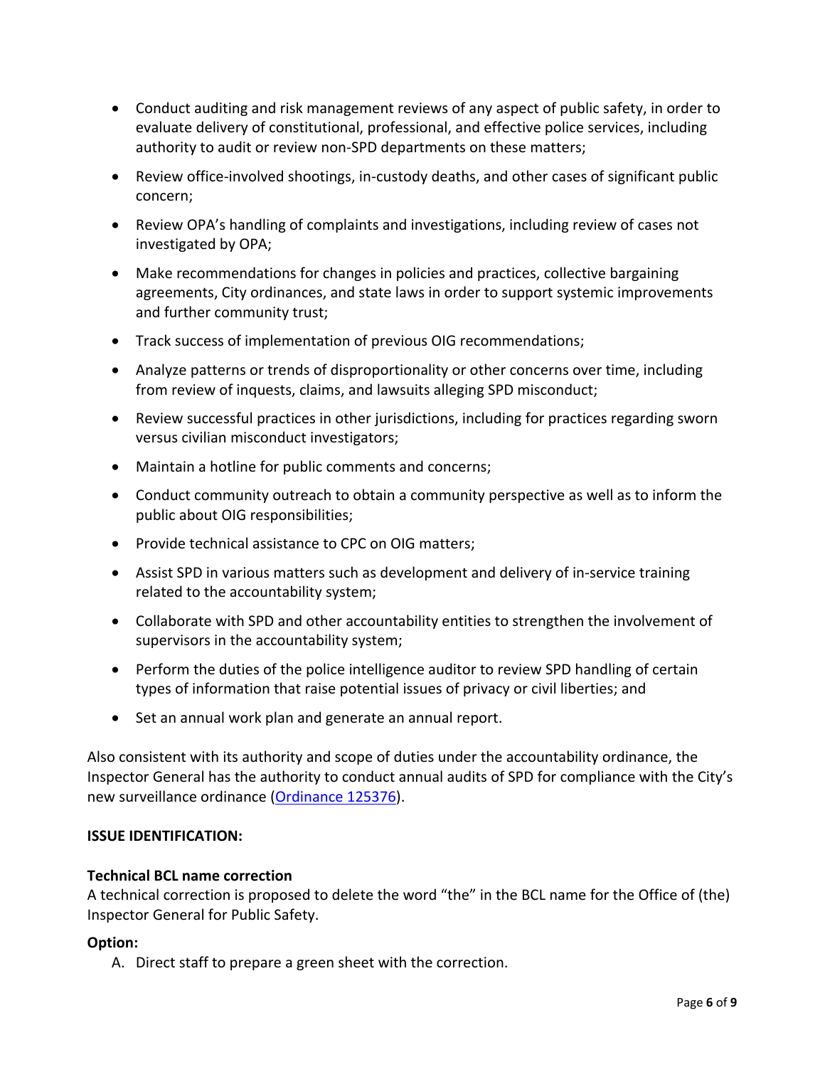- Conduct auditing and risk management reviews of any aspect of public safety, in order to evaluate delivery of constitutional, professional, and effective police services, including authority to audit or review non-SPD departments on these matters;
- Review office-involved shootings, in-custody deaths, and other cases of significant public concern;
- Review OPA's handling of complaints and investigations, including review of cases not investigated by OPA;
- Make recommendations for changes in policies and practices, collective bargaining agreements, City ordinances, and state laws in order to support systemic improvements and further community trust;
- Track success of implementation of previous OIG recommendations;
- Analyze patterns or trends of disproportionality or other concerns over time, including from review of inquests, claims, and lawsuits alleging SPD misconduct;
- Review successful practices in other jurisdictions, including for practices regarding sworn versus civilian misconduct investigators;
- Maintain a hotline for public comments and concerns;
- Conduct community outreach to obtain a community perspective as well as to inform the public about OIG responsibilities;
- Provide technical assistance to CPC on OIG matters;
- Assist SPD in various matters such as development and delivery of in-service training related to the accountability system;
- Collaborate with SPD and other accountability entities to strengthen the involvement of supervisors in the accountability system;
- Perform the duties of the police intelligence auditor to review SPD handling of certain types of information that raise potential issues of privacy or civil liberties; and
- Set an annual work plan and generate an annual report.

Also consistent with its authority and scope of duties under the accountability ordinance, the Inspector General has the authority to conduct annual audits of SPD for compliance with the City's new surveillance ordinance (Ordinance 125376).

**ISSUE IDENTIFICATION:**

**Technical BCL name correction**
A technical correction is proposed to delete the word "the" in the BCL name for the Office of (the) Inspector General for Public Safety.

**Option:**

A. Direct staff to prepare a green sheet with the correction.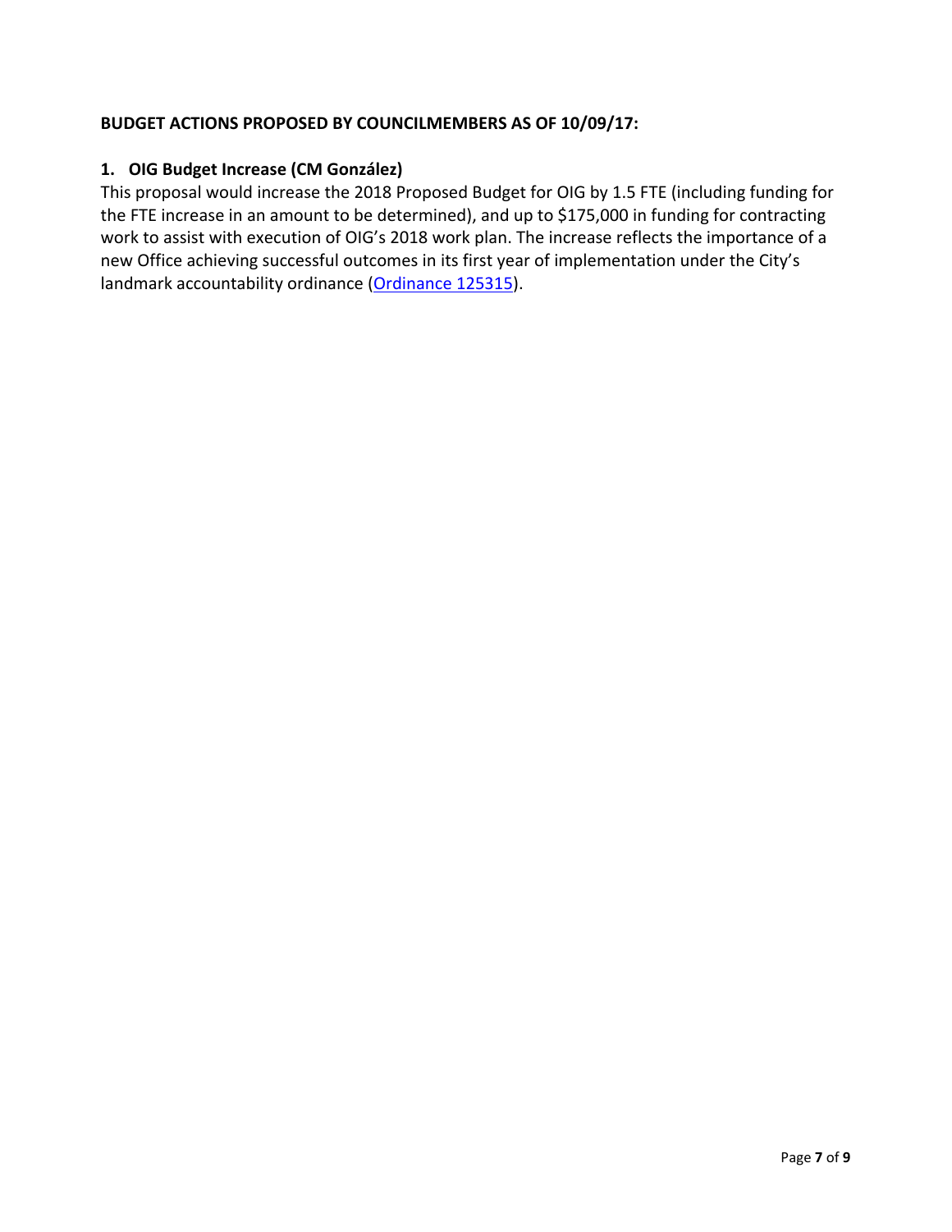**BUDGET ACTIONS PROPOSED BY COUNCILMEMBERS AS OF 10/09/17:**

**1. OIG Budget Increase (CM González)**

This proposal would increase the 2018 Proposed Budget for OIG by 1.5 FTE (including funding for the FTE increase in an amount to be determined), and up to $175,000 in funding for contracting work to assist with execution of OIG's 2018 work plan. The increase reflects the importance of a new Office achieving successful outcomes in its first year of implementation under the City's landmark accountability ordinance (Ordinance 125315).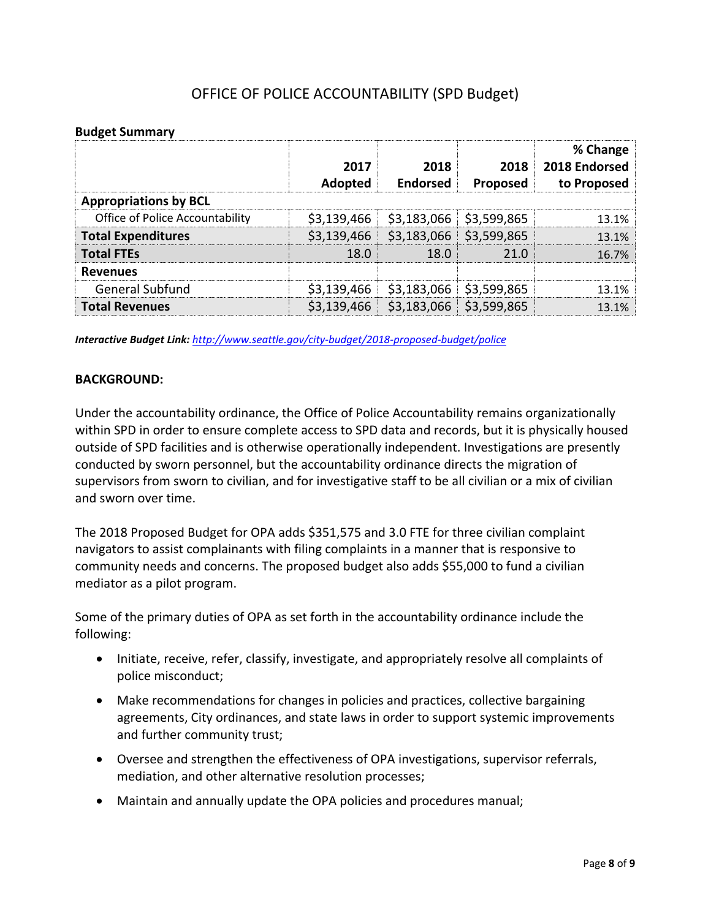# OFFICE OF POLICE ACCOUNTABILITY (SPD Budget)

**Budget Summary**

| | 2017 Adopted | 2018 Endorsed | 2018 Proposed | % Change 2018 Endorsed to Proposed |
|---|---|---|---|---|
| **Appropriations by BCL** | | | | |
| Office of Police Accountability | $3,139,466 | $3,183,066 | $3,599,865 | 13.1% |
| **Total Expenditures** | $3,139,466 | $3,183,066 | $3,599,865 | 13.1% |
| **Total FTEs** | 18.0 | 18.0 | 21.0 | 16.7% |
| **Revenues** | | | | |
| General Subfund | $3,139,466 | $3,183,066 | $3,599,865 | 13.1% |
| **Total Revenues** | $3,139,466 | $3,183,066 | $3,599,865 | 13.1% |

***Interactive Budget Link:*** *http://www.seattle.gov/city-budget/2018-proposed-budget/police*

**BACKGROUND:**

Under the accountability ordinance, the Office of Police Accountability remains organizationally within SPD in order to ensure complete access to SPD data and records, but it is physically housed outside of SPD facilities and is otherwise operationally independent. Investigations are presently conducted by sworn personnel, but the accountability ordinance directs the migration of supervisors from sworn to civilian, and for investigative staff to be all civilian or a mix of civilian and sworn over time.

The 2018 Proposed Budget for OPA adds $351,575 and 3.0 FTE for three civilian complaint navigators to assist complainants with filing complaints in a manner that is responsive to community needs and concerns. The proposed budget also adds $55,000 to fund a civilian mediator as a pilot program.

Some of the primary duties of OPA as set forth in the accountability ordinance include the following:

- Initiate, receive, refer, classify, investigate, and appropriately resolve all complaints of police misconduct;
- Make recommendations for changes in policies and practices, collective bargaining agreements, City ordinances, and state laws in order to support systemic improvements and further community trust;
- Oversee and strengthen the effectiveness of OPA investigations, supervisor referrals, mediation, and other alternative resolution processes;
- Maintain and annually update the OPA policies and procedures manual;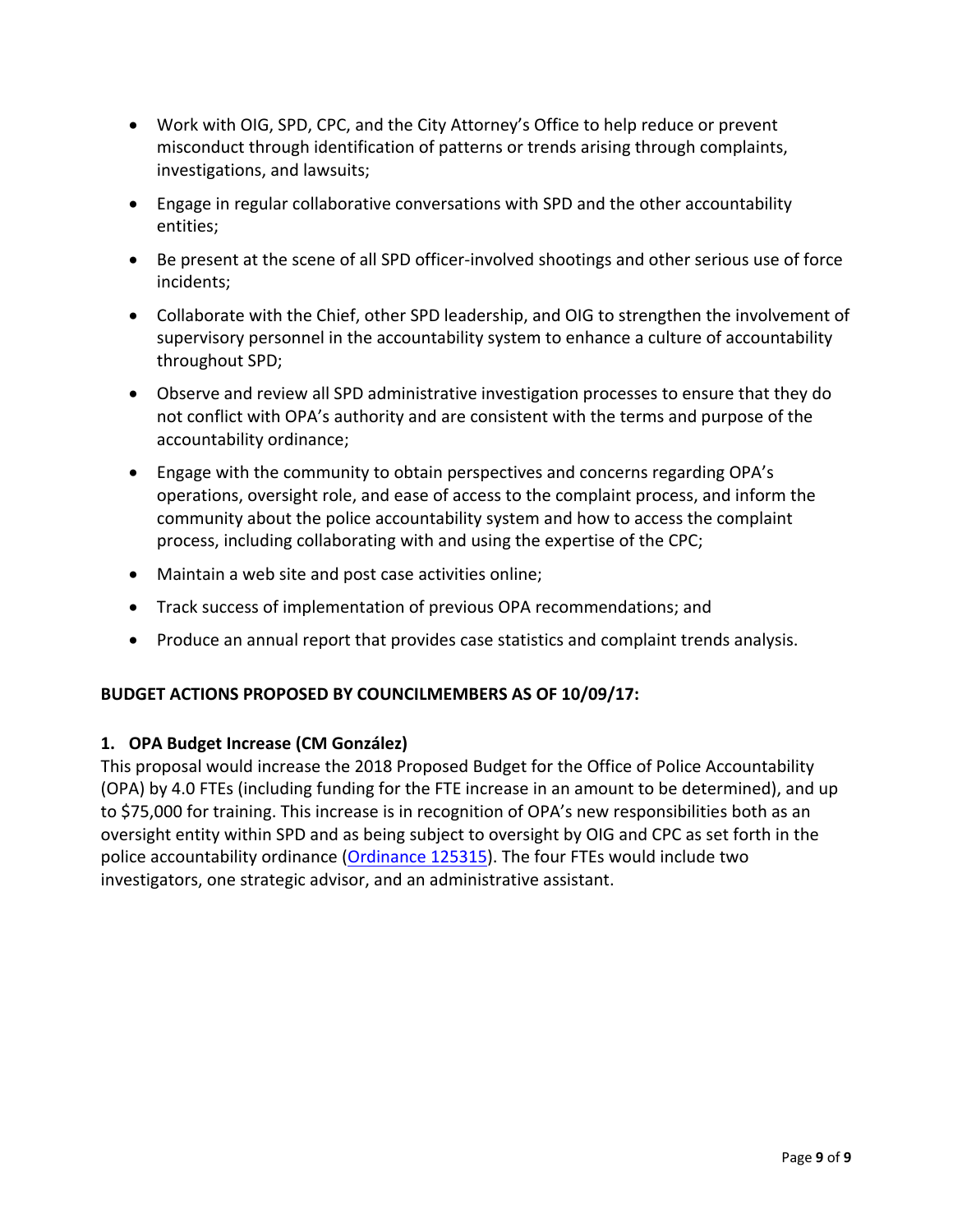- Work with OIG, SPD, CPC, and the City Attorney's Office to help reduce or prevent misconduct through identification of patterns or trends arising through complaints, investigations, and lawsuits;
- Engage in regular collaborative conversations with SPD and the other accountability entities;
- Be present at the scene of all SPD officer-involved shootings and other serious use of force incidents;
- Collaborate with the Chief, other SPD leadership, and OIG to strengthen the involvement of supervisory personnel in the accountability system to enhance a culture of accountability throughout SPD;
- Observe and review all SPD administrative investigation processes to ensure that they do not conflict with OPA's authority and are consistent with the terms and purpose of the accountability ordinance;
- Engage with the community to obtain perspectives and concerns regarding OPA's operations, oversight role, and ease of access to the complaint process, and inform the community about the police accountability system and how to access the complaint process, including collaborating with and using the expertise of the CPC;
- Maintain a web site and post case activities online;
- Track success of implementation of previous OPA recommendations; and
- Produce an annual report that provides case statistics and complaint trends analysis.

**BUDGET ACTIONS PROPOSED BY COUNCILMEMBERS AS OF 10/09/17:**

**1. OPA Budget Increase (CM González)**

This proposal would increase the 2018 Proposed Budget for the Office of Police Accountability (OPA) by 4.0 FTEs (including funding for the FTE increase in an amount to be determined), and up to $75,000 for training. This increase is in recognition of OPA's new responsibilities both as an oversight entity within SPD and as being subject to oversight by OIG and CPC as set forth in the police accountability ordinance (Ordinance 125315). The four FTEs would include two investigators, one strategic advisor, and an administrative assistant.